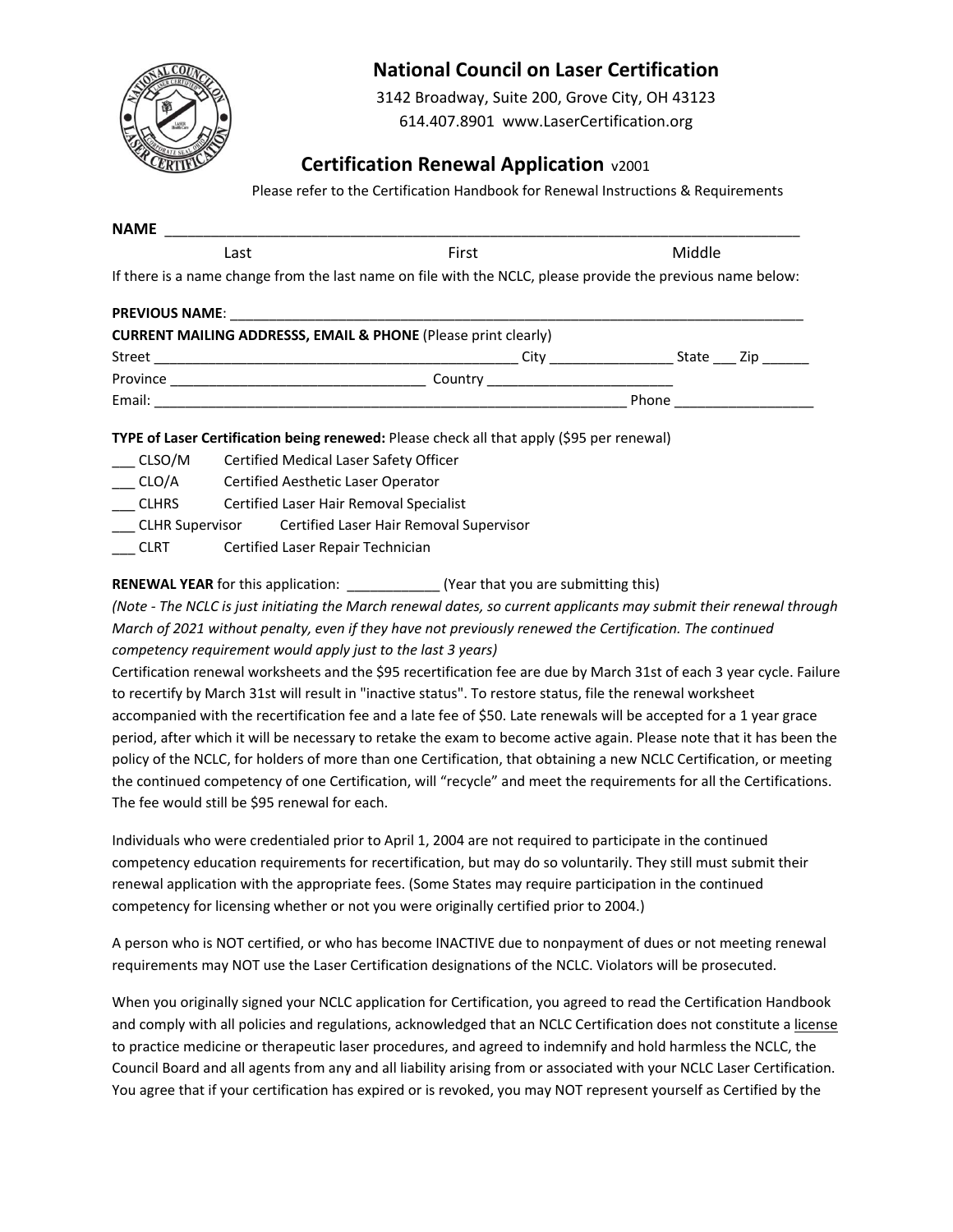# National Council on Laser Certification

3142 Broadway, Suite 200, Grove City, OH 43123
614.407.8901 www.LaserCertification.org

## Certification Renewal Application v2001

Please refer to the Certification Handbook for Renewal Instructions & Requirements

**NAME** ___________________________________________________________________________
Last First Middle

If there is a name change from the last name on file with the NCLC, please provide the previous name below:

**PREVIOUS NAME**: ________________________________________________________________________

**CURRENT MAILING ADDRESSS, EMAIL & PHONE** (Please print clearly)

Street _______________________________________________ City _______________ State ___ Zip ______

Province ________________________________ Country _______________________

Email: ______________________________________________________________ Phone _________________

**TYPE of Laser Certification being renewed:** Please check all that apply ($95 per renewal)

___ CLSO/M Certified Medical Laser Safety Officer
___ CLO/A Certified Aesthetic Laser Operator
___ CLHRS Certified Laser Hair Removal Specialist
___ CLHR Supervisor Certified Laser Hair Removal Supervisor
___ CLRT Certified Laser Repair Technician

**RENEWAL YEAR** for this application: ____________ (Year that you are submitting this)

*(Note - The NCLC is just initiating the March renewal dates, so current applicants may submit their renewal through March of 2021 without penalty, even if they have not previously renewed the Certification. The continued competency requirement would apply just to the last 3 years)*

Certification renewal worksheets and the $95 recertification fee are due by March 31st of each 3 year cycle. Failure to recertify by March 31st will result in "inactive status". To restore status, file the renewal worksheet accompanied with the recertification fee and a late fee of $50. Late renewals will be accepted for a 1 year grace period, after which it will be necessary to retake the exam to become active again. Please note that it has been the policy of the NCLC, for holders of more than one Certification, that obtaining a new NCLC Certification, or meeting the continued competency of one Certification, will "recycle" and meet the requirements for all the Certifications. The fee would still be $95 renewal for each.

Individuals who were credentialed prior to April 1, 2004 are not required to participate in the continued competency education requirements for recertification, but may do so voluntarily. They still must submit their renewal application with the appropriate fees. (Some States may require participation in the continued competency for licensing whether or not you were originally certified prior to 2004.)

A person who is NOT certified, or who has become INACTIVE due to nonpayment of dues or not meeting renewal requirements may NOT use the Laser Certification designations of the NCLC. Violators will be prosecuted.

When you originally signed your NCLC application for Certification, you agreed to read the Certification Handbook and comply with all policies and regulations, acknowledged that an NCLC Certification does not constitute a license to practice medicine or therapeutic laser procedures, and agreed to indemnify and hold harmless the NCLC, the Council Board and all agents from any and all liability arising from or associated with your NCLC Laser Certification. You agree that if your certification has expired or is revoked, you may NOT represent yourself as Certified by the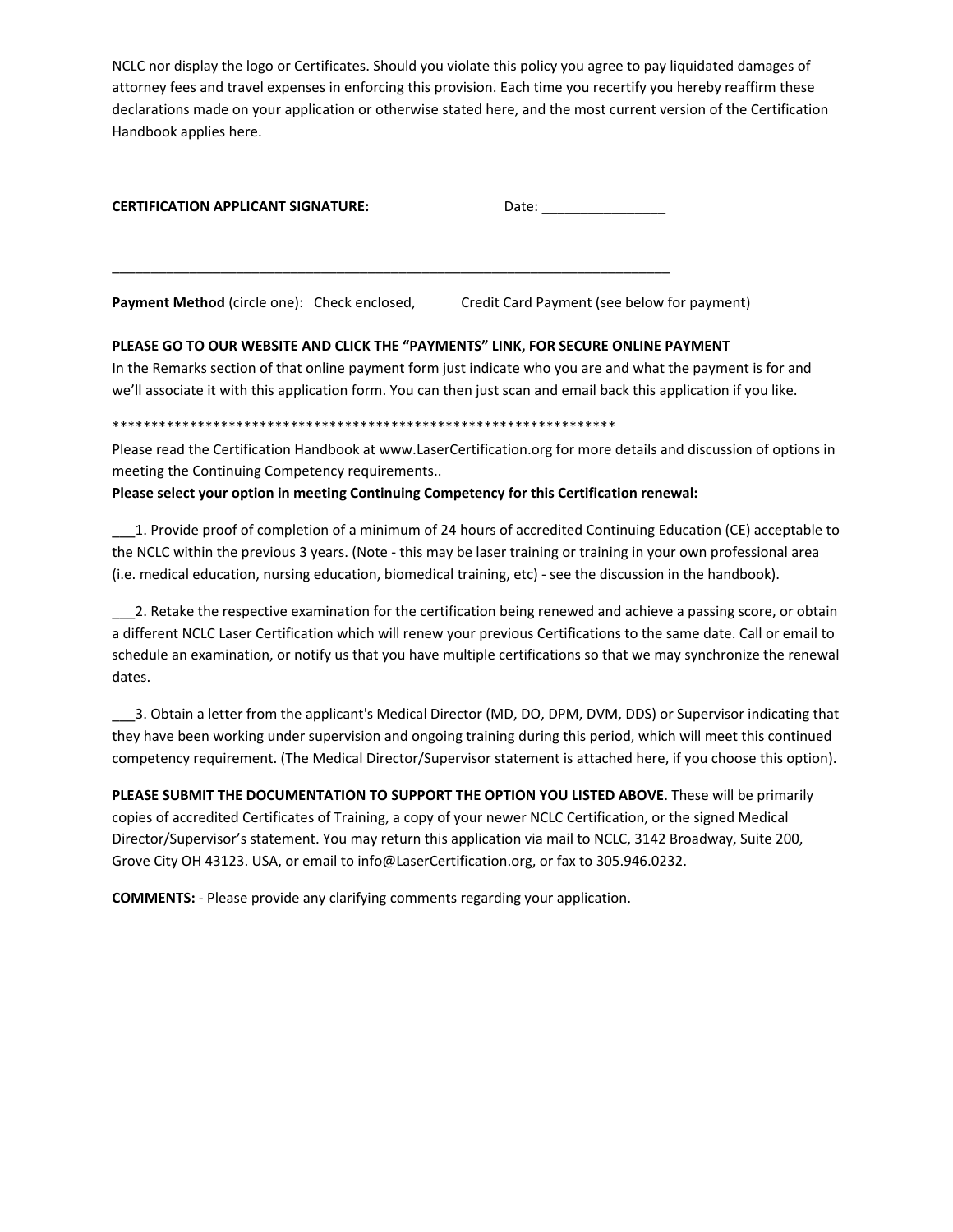NCLC nor display the logo or Certificates. Should you violate this policy you agree to pay liquidated damages of attorney fees and travel expenses in enforcing this provision. Each time you recertify you hereby reaffirm these declarations made on your application or otherwise stated here, and the most current version of the Certification Handbook applies here.

**CERTIFICATION APPLICANT SIGNATURE:** Date: ________________

___________________________________________________________________________

**Payment Method** (circle one): Check enclosed, Credit Card Payment (see below for payment)

**PLEASE GO TO OUR WEBSITE AND CLICK THE "PAYMENTS" LINK, FOR SECURE ONLINE PAYMENT**
In the Remarks section of that online payment form just indicate who you are and what the payment is for and we'll associate it with this application form. You can then just scan and email back this application if you like.

*******************************************************************

Please read the Certification Handbook at www.LaserCertification.org for more details and discussion of options in meeting the Continuing Competency requirements..

**Please select your option in meeting Continuing Competency for this Certification renewal:**

___1. Provide proof of completion of a minimum of 24 hours of accredited Continuing Education (CE) acceptable to the NCLC within the previous 3 years. (Note - this may be laser training or training in your own professional area (i.e. medical education, nursing education, biomedical training, etc) - see the discussion in the handbook).

___2. Retake the respective examination for the certification being renewed and achieve a passing score, or obtain a different NCLC Laser Certification which will renew your previous Certifications to the same date. Call or email to schedule an examination, or notify us that you have multiple certifications so that we may synchronize the renewal dates.

___3. Obtain a letter from the applicant's Medical Director (MD, DO, DPM, DVM, DDS) or Supervisor indicating that they have been working under supervision and ongoing training during this period, which will meet this continued competency requirement. (The Medical Director/Supervisor statement is attached here, if you choose this option).

**PLEASE SUBMIT THE DOCUMENTATION TO SUPPORT THE OPTION YOU LISTED ABOVE**. These will be primarily copies of accredited Certificates of Training, a copy of your newer NCLC Certification, or the signed Medical Director/Supervisor's statement. You may return this application via mail to NCLC, 3142 Broadway, Suite 200, Grove City OH 43123. USA, or email to info@LaserCertification.org, or fax to 305.946.0232.

**COMMENTS:** - Please provide any clarifying comments regarding your application.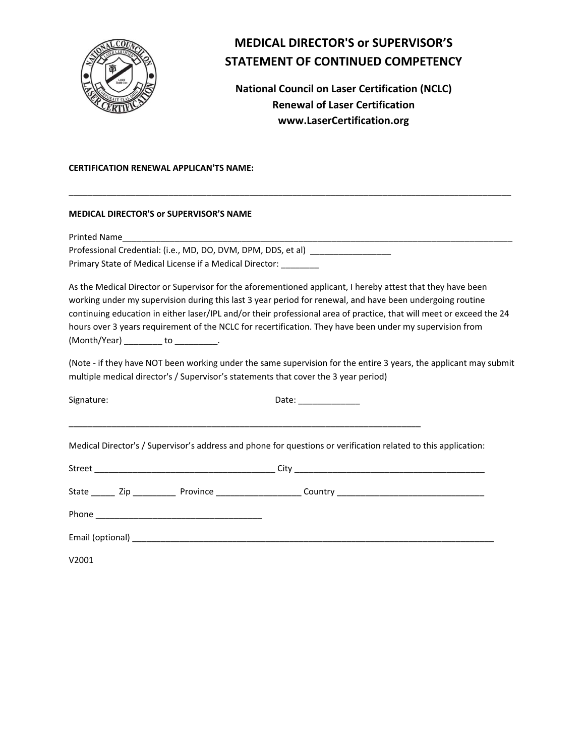# MEDICAL DIRECTOR'S or SUPERVISOR'S STATEMENT OF CONTINUED COMPETENCY

## National Council on Laser Certification (NCLC)
## Renewal of Laser Certification
## www.LaserCertification.org

**CERTIFICATION RENEWAL APPLICAN'TS NAME:**

______________________________________________________________________________________________

**MEDICAL DIRECTOR'S or SUPERVISOR'S NAME**

Printed Name____________________________________________________________________________________
Professional Credential: (i.e., MD, DO, DVM, DPM, DDS, et al) _________________
Primary State of Medical License if a Medical Director: ________

As the Medical Director or Supervisor for the aforementioned applicant, I hereby attest that they have been working under my supervision during this last 3 year period for renewal, and have been undergoing routine continuing education in either laser/IPL and/or their professional area of practice, that will meet or exceed the 24 hours over 3 years requirement of the NCLC for recertification. They have been under my supervision from (Month/Year) ________ to ________.

(Note - if they have NOT been working under the same supervision for the entire 3 years, the applicant may submit multiple medical director's / Supervisor's statements that cover the 3 year period)

Signature: Date: _____________

________________________________________________________________________

Medical Director's / Supervisor's address and phone for questions or verification related to this application:

Street ______________________________________ City ________________________________________

State _____ Zip _________ Province _________________ Country _______________________________

Phone ___________________________________

Email (optional) ________________________________________________________________________________

V2001